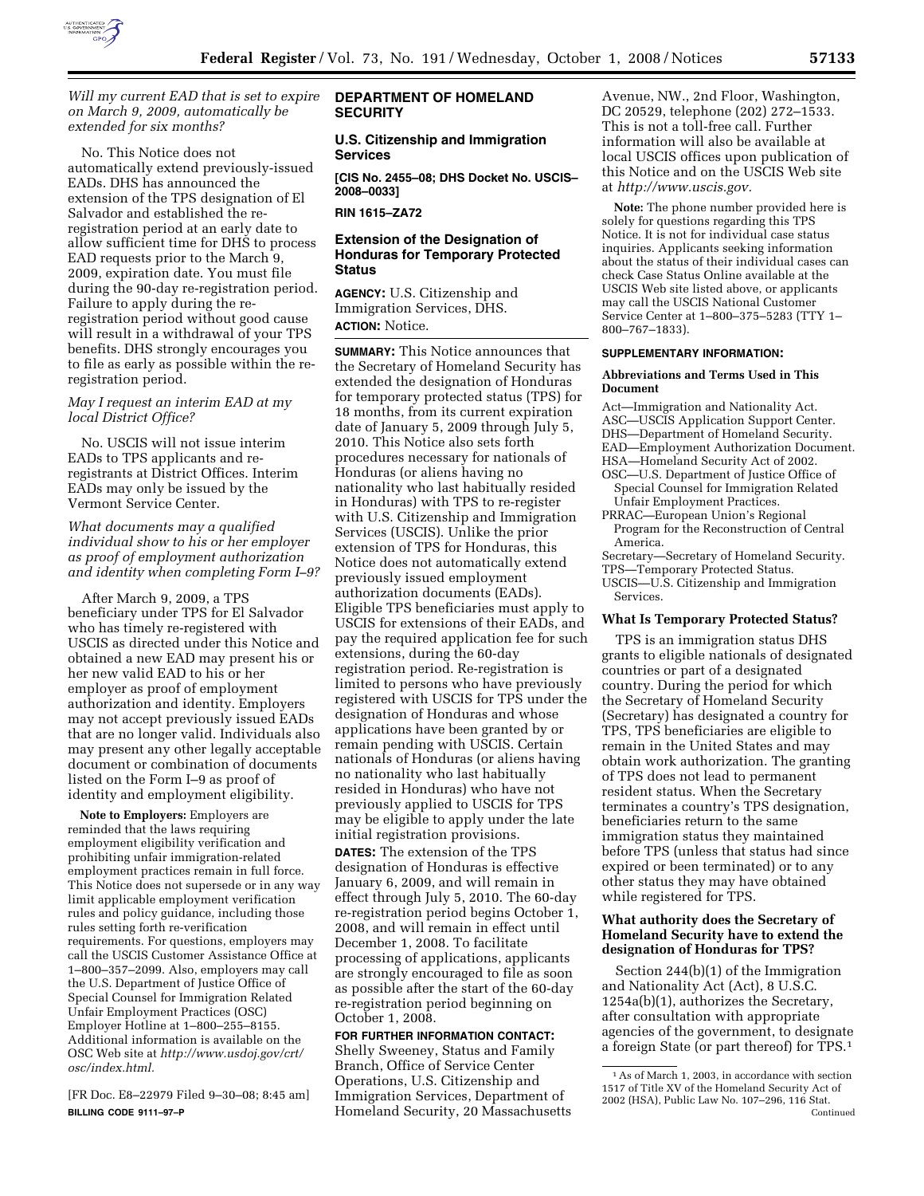*Will my current EAD that is set to expire on March 9, 2009, automatically be extended for six months?*

No. This Notice does not automatically extend previously-issued EADs. DHS has announced the extension of the TPS designation of El Salvador and established the re-registration period at an early date to allow sufficient time for DHS to process EAD requests prior to the March 9, 2009, expiration date. You must file during the 90-day re-registration period. Failure to apply during the re-registration period without good cause will result in a withdrawal of your TPS benefits. DHS strongly encourages you to file as early as possible within the re-registration period.

*May I request an interim EAD at my local District Office?*

No. USCIS will not issue interim EADs to TPS applicants and re-registrants at District Offices. Interim EADs may only be issued by the Vermont Service Center.

*What documents may a qualified individual show to his or her employer as proof of employment authorization and identity when completing Form I–9?*

After March 9, 2009, a TPS beneficiary under TPS for El Salvador who has timely re-registered with USCIS as directed under this Notice and obtained a new EAD may present his or her new valid EAD to his or her employer as proof of employment authorization and identity. Employers may not accept previously issued EADs that are no longer valid. Individuals also may present any other legally acceptable document or combination of documents listed on the Form I–9 as proof of identity and employment eligibility.

**Note to Employers:** Employers are reminded that the laws requiring employment eligibility verification and prohibiting unfair immigration-related employment practices remain in full force. This Notice does not supersede or in any way limit applicable employment verification rules and policy guidance, including those rules setting forth re-verification requirements. For questions, employers may call the USCIS Customer Assistance Office at 1–800–357–2099. Also, employers may call the U.S. Department of Justice Office of Special Counsel for Immigration Related Unfair Employment Practices (OSC) Employer Hotline at 1–800–255–8155. Additional information is available on the OSC Web site at *http://www.usdoj.gov/crt/osc/index.html.*

[FR Doc. E8–22979 Filed 9–30–08; 8:45 am]

**BILLING CODE 9111–97–P**

## DEPARTMENT OF HOMELAND SECURITY

### U.S. Citizenship and Immigration Services

**[CIS No. 2455–08; DHS Docket No. USCIS–2008–0033]**

**RIN 1615–ZA72**

### Extension of the Designation of Honduras for Temporary Protected Status

**AGENCY:** U.S. Citizenship and Immigration Services, DHS.

**ACTION:** Notice.

**SUMMARY:** This Notice announces that the Secretary of Homeland Security has extended the designation of Honduras for temporary protected status (TPS) for 18 months, from its current expiration date of January 5, 2009 through July 5, 2010. This Notice also sets forth procedures necessary for nationals of Honduras (or aliens having no nationality who last habitually resided in Honduras) with TPS to re-register with U.S. Citizenship and Immigration Services (USCIS). Unlike the prior extension of TPS for Honduras, this Notice does not automatically extend previously issued employment authorization documents (EADs). Eligible TPS beneficiaries must apply to USCIS for extensions of their EADs, and pay the required application fee for such extensions, during the 60-day registration period. Re-registration is limited to persons who have previously registered with USCIS for TPS under the designation of Honduras and whose applications have been granted by or remain pending with USCIS. Certain nationals of Honduras (or aliens having no nationality who last habitually resided in Honduras) who have not previously applied to USCIS for TPS may be eligible to apply under the late initial registration provisions.

**DATES:** The extension of the TPS designation of Honduras is effective January 6, 2009, and will remain in effect through July 5, 2010. The 60-day re-registration period begins October 1, 2008, and will remain in effect until December 1, 2008. To facilitate processing of applications, applicants are strongly encouraged to file as soon as possible after the start of the 60-day re-registration period beginning on October 1, 2008.

**FOR FURTHER INFORMATION CONTACT:** Shelly Sweeney, Status and Family Branch, Office of Service Center Operations, U.S. Citizenship and Immigration Services, Department of Homeland Security, 20 Massachusetts Avenue, NW., 2nd Floor, Washington, DC 20529, telephone (202) 272–1533. This is not a toll-free call. Further information will also be available at local USCIS offices upon publication of this Notice and on the USCIS Web site at *http://www.uscis.gov.*

**Note:** The phone number provided here is solely for questions regarding this TPS Notice. It is not for individual case status inquiries. Applicants seeking information about the status of their individual cases can check Case Status Online available at the USCIS Web site listed above, or applicants may call the USCIS National Customer Service Center at 1–800–375–5283 (TTY 1–800–767–1833).

**SUPPLEMENTARY INFORMATION:**

#### Abbreviations and Terms Used in This Document

Act—Immigration and Nationality Act.
ASC—USCIS Application Support Center.
DHS—Department of Homeland Security.
EAD—Employment Authorization Document.
HSA—Homeland Security Act of 2002.
OSC—U.S. Department of Justice Office of Special Counsel for Immigration Related Unfair Employment Practices.
PRRAC—European Union's Regional Program for the Reconstruction of Central America.
Secretary—Secretary of Homeland Security.
TPS—Temporary Protected Status.
USCIS—U.S. Citizenship and Immigration Services.

#### What Is Temporary Protected Status?

TPS is an immigration status DHS grants to eligible nationals of designated countries or part of a designated country. During the period for which the Secretary of Homeland Security (Secretary) has designated a country for TPS, TPS beneficiaries are eligible to remain in the United States and may obtain work authorization. The granting of TPS does not lead to permanent resident status. When the Secretary terminates a country's TPS designation, beneficiaries return to the same immigration status they maintained before TPS (unless that status had since expired or been terminated) or to any other status they may have obtained while registered for TPS.

#### What authority does the Secretary of Homeland Security have to extend the designation of Honduras for TPS?

Section 244(b)(1) of the Immigration and Nationality Act (Act), 8 U.S.C. 1254a(b)(1), authorizes the Secretary, after consultation with appropriate agencies of the government, to designate a foreign State (or part thereof) for TPS.[1]

[1] As of March 1, 2003, in accordance with section 1517 of Title XV of the Homeland Security Act of 2002 (HSA), Public Law No. 107–296, 116 Stat. Continued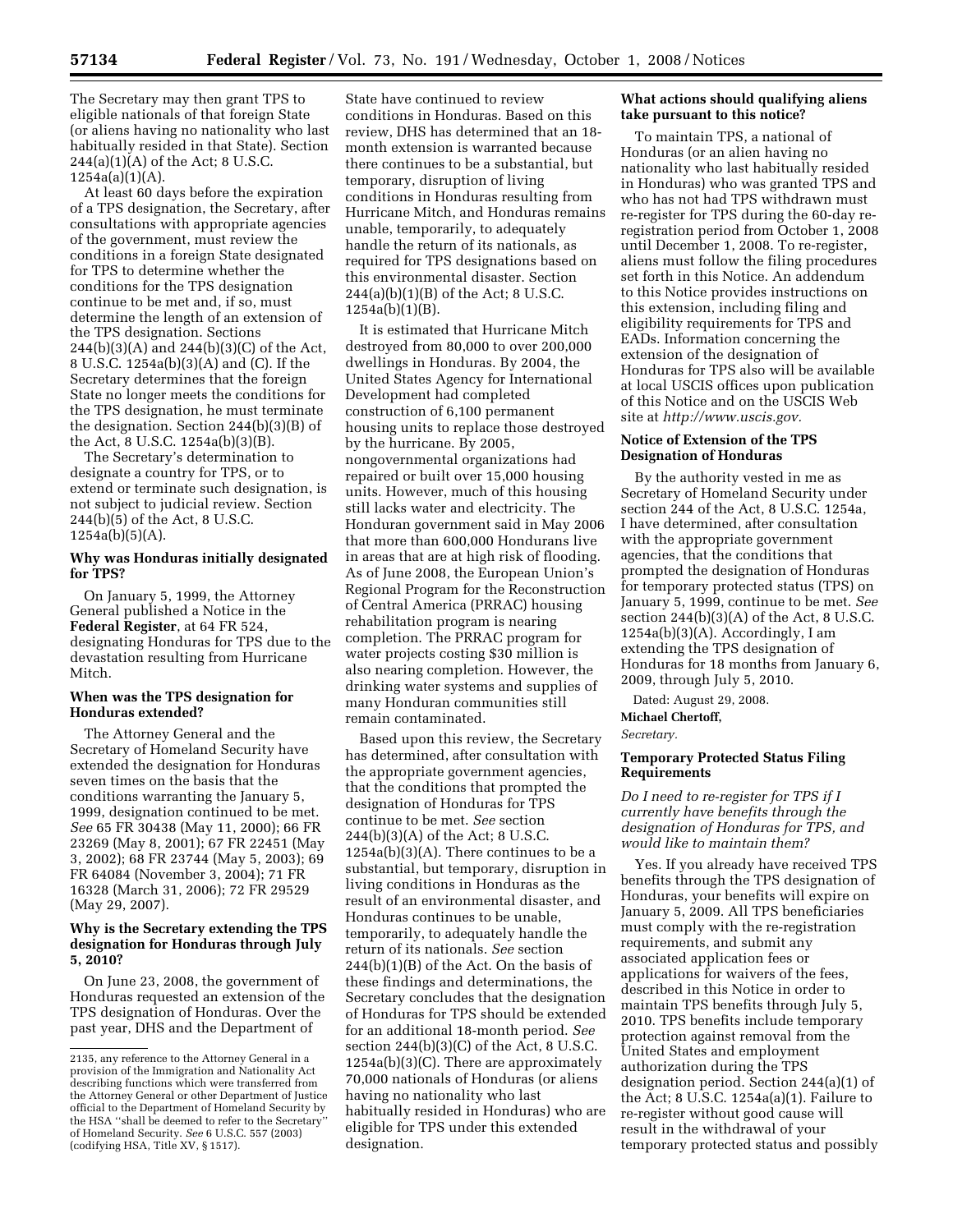The Secretary may then grant TPS to eligible nationals of that foreign State (or aliens having no nationality who last habitually resided in that State). Section 244(a)(1)(A) of the Act; 8 U.S.C. 1254a(a)(1)(A).

At least 60 days before the expiration of a TPS designation, the Secretary, after consultations with appropriate agencies of the government, must review the conditions in a foreign State designated for TPS to determine whether the conditions for the TPS designation continue to be met and, if so, must determine the length of an extension of the TPS designation. Sections 244(b)(3)(A) and 244(b)(3)(C) of the Act, 8 U.S.C. 1254a(b)(3)(A) and (C). If the Secretary determines that the foreign State no longer meets the conditions for the TPS designation, he must terminate the designation. Section 244(b)(3)(B) of the Act, 8 U.S.C. 1254a(b)(3)(B).

The Secretary's determination to designate a country for TPS, or to extend or terminate such designation, is not subject to judicial review. Section 244(b)(5) of the Act, 8 U.S.C. 1254a(b)(5)(A).

### Why was Honduras initially designated for TPS?

On January 5, 1999, the Attorney General published a Notice in the **Federal Register**, at 64 FR 524, designating Honduras for TPS due to the devastation resulting from Hurricane Mitch.

### When was the TPS designation for Honduras extended?

The Attorney General and the Secretary of Homeland Security have extended the designation for Honduras seven times on the basis that the conditions warranting the January 5, 1999, designation continued to be met. *See* 65 FR 30438 (May 11, 2000); 66 FR 23269 (May 8, 2001); 67 FR 22451 (May 3, 2002); 68 FR 23744 (May 5, 2003); 69 FR 64084 (November 3, 2004); 71 FR 16328 (March 31, 2006); 72 FR 29529 (May 29, 2007).

### Why is the Secretary extending the TPS designation for Honduras through July 5, 2010?

On June 23, 2008, the government of Honduras requested an extension of the TPS designation of Honduras. Over the past year, DHS and the Department of State have continued to review conditions in Honduras. Based on this review, DHS has determined that an 18-month extension is warranted because there continues to be a substantial, but temporary, disruption of living conditions in Honduras resulting from Hurricane Mitch, and Honduras remains unable, temporarily, to adequately handle the return of its nationals, as required for TPS designations based on this environmental disaster. Section 244(a)(b)(1)(B) of the Act; 8 U.S.C. 1254a(b)(1)(B).

It is estimated that Hurricane Mitch destroyed from 80,000 to over 200,000 dwellings in Honduras. By 2004, the United States Agency for International Development had completed construction of 6,100 permanent housing units to replace those destroyed by the hurricane. By 2005, nongovernmental organizations had repaired or built over 15,000 housing units. However, much of this housing still lacks water and electricity. The Honduran government said in May 2006 that more than 600,000 Hondurans live in areas that are at high risk of flooding. As of June 2008, the European Union's Regional Program for the Reconstruction of Central America (PRRAC) housing rehabilitation program is nearing completion. The PRRAC program for water projects costing $30 million is also nearing completion. However, the drinking water systems and supplies of many Honduran communities still remain contaminated.

Based upon this review, the Secretary has determined, after consultation with the appropriate government agencies, that the conditions that prompted the designation of Honduras for TPS continue to be met. *See* section 244(b)(3)(A) of the Act; 8 U.S.C. 1254a(b)(3)(A). There continues to be a substantial, but temporary, disruption in living conditions in Honduras as the result of an environmental disaster, and Honduras continues to be unable, temporarily, to adequately handle the return of its nationals. *See* section 244(b)(1)(B) of the Act. On the basis of these findings and determinations, the Secretary concludes that the designation of Honduras for TPS should be extended for an additional 18-month period. *See* section 244(b)(3)(C) of the Act, 8 U.S.C. 1254a(b)(3)(C). There are approximately 70,000 nationals of Honduras (or aliens having no nationality who last habitually resided in Honduras) who are eligible for TPS under this extended designation.

### What actions should qualifying aliens take pursuant to this notice?

To maintain TPS, a national of Honduras (or an alien having no nationality who last habitually resided in Honduras) who was granted TPS and who has not had TPS withdrawn must re-register for TPS during the 60-day re-registration period from October 1, 2008 until December 1, 2008. To re-register, aliens must follow the filing procedures set forth in this Notice. An addendum to this Notice provides instructions on this extension, including filing and eligibility requirements for TPS and EADs. Information concerning the extension of the designation of Honduras for TPS also will be available at local USCIS offices upon publication of this Notice and on the USCIS Web site at *http://www.uscis.gov.*

### Notice of Extension of the TPS Designation of Honduras

By the authority vested in me as Secretary of Homeland Security under section 244 of the Act, 8 U.S.C. 1254a, I have determined, after consultation with the appropriate government agencies, that the conditions that prompted the designation of Honduras for temporary protected status (TPS) on January 5, 1999, continue to be met. *See* section 244(b)(3)(A) of the Act, 8 U.S.C. 1254a(b)(3)(A). Accordingly, I am extending the TPS designation of Honduras for 18 months from January 6, 2009, through July 5, 2010.

Dated: August 29, 2008.

**Michael Chertoff,**

*Secretary.*

### Temporary Protected Status Filing Requirements

*Do I need to re-register for TPS if I currently have benefits through the designation of Honduras for TPS, and would like to maintain them?*

Yes. If you already have received TPS benefits through the TPS designation of Honduras, your benefits will expire on January 5, 2009. All TPS beneficiaries must comply with the re-registration requirements, and submit any associated application fees or applications for waivers of the fees, described in this Notice in order to maintain TPS benefits through July 5, 2010. TPS benefits include temporary protection against removal from the United States and employment authorization during the TPS designation period. Section 244(a)(1) of the Act; 8 U.S.C. 1254a(a)(1). Failure to re-register without good cause will result in the withdrawal of your temporary protected status and possibly

---

2135, any reference to the Attorney General in a provision of the Immigration and Nationality Act describing functions which were transferred from the Attorney General or other Department of Justice official to the Department of Homeland Security by the HSA "shall be deemed to refer to the Secretary" of Homeland Security. *See* 6 U.S.C. 557 (2003) (codifying HSA, Title XV, § 1517).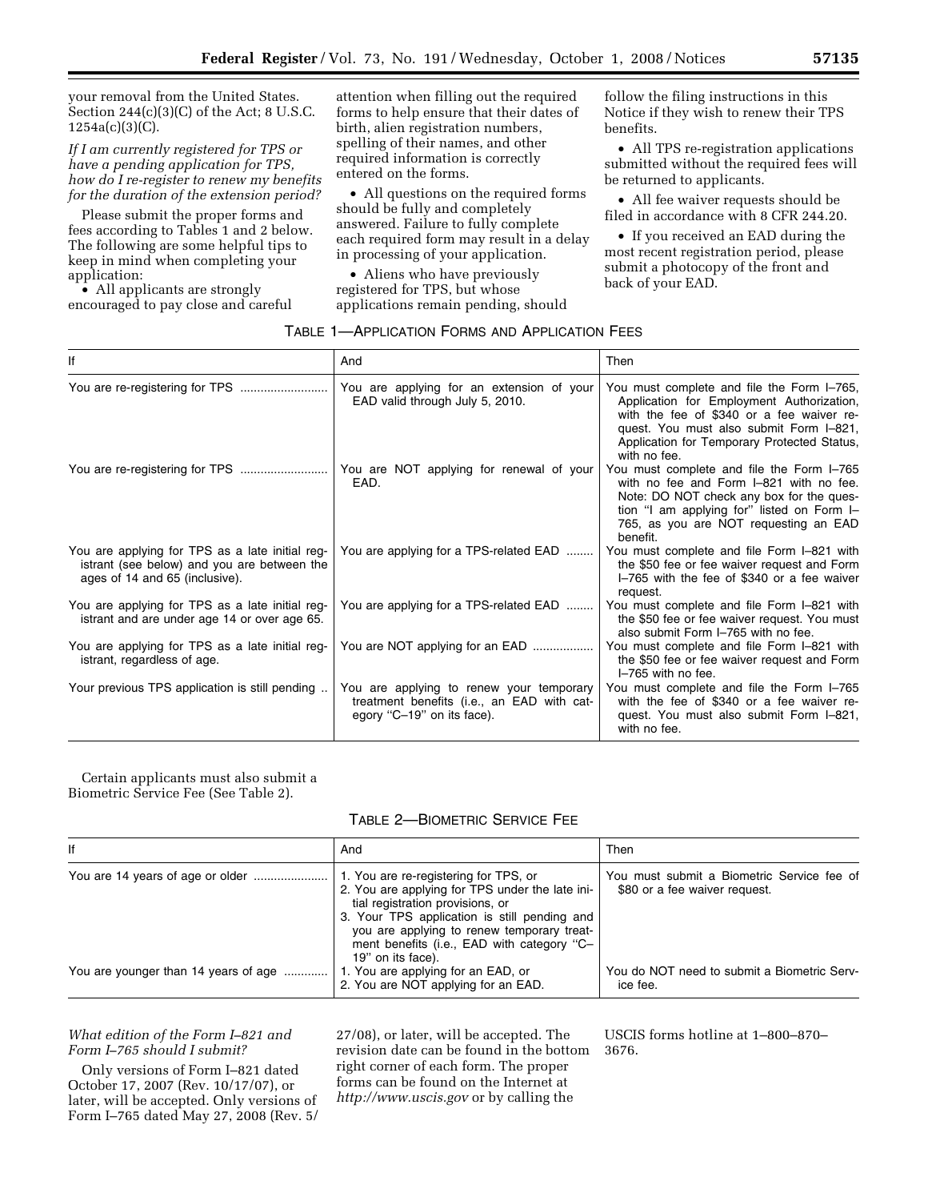your removal from the United States. Section 244(c)(3)(C) of the Act; 8 U.S.C. 1254a(c)(3)(C).

*If I am currently registered for TPS or have a pending application for TPS, how do I re-register to renew my benefits for the duration of the extension period?*

Please submit the proper forms and fees according to Tables 1 and 2 below. The following are some helpful tips to keep in mind when completing your application:

- All applicants are strongly encouraged to pay close and careful attention when filling out the required forms to help ensure that their dates of birth, alien registration numbers, spelling of their names, and other required information is correctly entered on the forms.
- All questions on the required forms should be fully and completely answered. Failure to fully complete each required form may result in a delay in processing of your application.
- Aliens who have previously registered for TPS, but whose applications remain pending, should follow the filing instructions in this Notice if they wish to renew their TPS benefits.
- All TPS re-registration applications submitted without the required fees will be returned to applicants.
- All fee waiver requests should be filed in accordance with 8 CFR 244.20.
- If you received an EAD during the most recent registration period, please submit a photocopy of the front and back of your EAD.

TABLE 1—APPLICATION FORMS AND APPLICATION FEES

| If | And | Then |
|---|---|---|
| You are re-registering for TPS | You are applying for an extension of your EAD valid through July 5, 2010. | You must complete and file the Form I–765, Application for Employment Authorization, with the fee of $340 or a fee waiver request. You must also submit Form I–821, Application for Temporary Protected Status, with no fee. |
| You are re-registering for TPS | You are NOT applying for renewal of your EAD. | You must complete and file the Form I–765 with no fee and Form I–821 with no fee. Note: DO NOT check any box for the question "I am applying for" listed on Form I–765, as you are NOT requesting an EAD benefit. |
| You are applying for TPS as a late initial registrant (see below) and you are between the ages of 14 and 65 (inclusive). | You are applying for a TPS-related EAD | You must complete and file Form I–821 with the $50 fee or fee waiver request and Form I–765 with the fee of $340 or a fee waiver request. |
| You are applying for TPS as a late initial registrant and are under age 14 or over age 65. | You are applying for a TPS-related EAD | You must complete and file Form I–821 with the $50 fee or fee waiver request. You must also submit Form I–765 with no fee. |
| You are applying for TPS as a late initial registrant, regardless of age. | You are NOT applying for an EAD | You must complete and file Form I–821 with the $50 fee or fee waiver request and Form I–765 with no fee. |
| Your previous TPS application is still pending | You are applying to renew your temporary treatment benefits (i.e., an EAD with category "C–19" on its face). | You must complete and file the Form I–765 with the fee of $340 or a fee waiver request. You must also submit Form I–821, with no fee. |

Certain applicants must also submit a Biometric Service Fee (See Table 2).

TABLE 2—BIOMETRIC SERVICE FEE

| If | And | Then |
|---|---|---|
| You are 14 years of age or older | 1. You are re-registering for TPS, or<br>2. You are applying for TPS under the late initial registration provisions, or<br>3. Your TPS application is still pending and you are applying to renew temporary treatment benefits (i.e., EAD with category "C–19" on its face). | You must submit a Biometric Service fee of $80 or a fee waiver request. |
| You are younger than 14 years of age | 1. You are applying for an EAD, or<br>2. You are NOT applying for an EAD. | You do NOT need to submit a Biometric Service fee. |

*What edition of the Form I–821 and Form I–765 should I submit?*

Only versions of Form I–821 dated October 17, 2007 (Rev. 10/17/07), or later, will be accepted. Only versions of Form I–765 dated May 27, 2008 (Rev. 5/27/08), or later, will be accepted. The revision date can be found in the bottom right corner of each form. The proper forms can be found on the Internet at *http://www.uscis.gov* or by calling the USCIS forms hotline at 1–800–870–3676.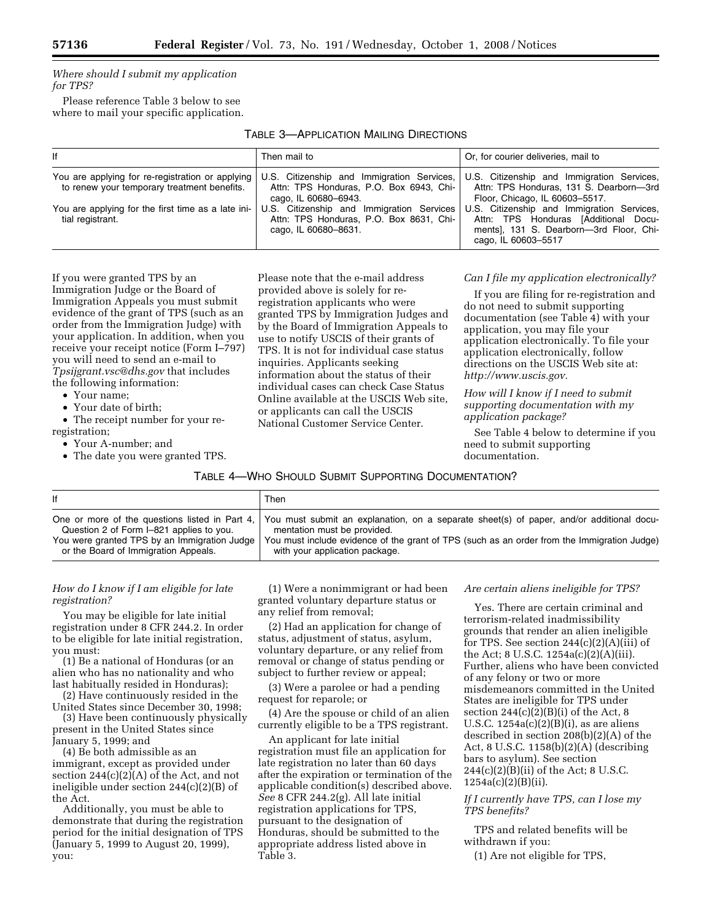*Where should I submit my application for TPS?*

Please reference Table 3 below to see where to mail your specific application.

TABLE 3—APPLICATION MAILING DIRECTIONS

| If | Then mail to | Or, for courier deliveries, mail to |
|---|---|---|
| You are applying for re-registration or applying to renew your temporary treatment benefits. | U.S. Citizenship and Immigration Services, Attn: TPS Honduras, P.O. Box 6943, Chicago, IL 60680–6943. | U.S. Citizenship and Immigration Services, Attn: TPS Honduras, 131 S. Dearborn—3rd Floor, Chicago, IL 60603–5517. |
| You are applying for the first time as a late initial registrant. | U.S. Citizenship and Immigration Services Attn: TPS Honduras, P.O. Box 8631, Chicago, IL 60680–8631. | U.S. Citizenship and Immigration Services, Attn: TPS Honduras [Additional Documents], 131 S. Dearborn—3rd Floor, Chicago, IL 60603–5517 |

If you were granted TPS by an Immigration Judge or the Board of Immigration Appeals you must submit evidence of the grant of TPS (such as an order from the Immigration Judge) with your application. In addition, when you receive your receipt notice (Form I–797) you will need to send an e-mail to *Tpsijgrant.vsc@dhs.gov* that includes the following information:

- Your name;
- Your date of birth;
- The receipt number for your re-registration;
- Your A-number; and
- The date you were granted TPS.

Please note that the e-mail address provided above is solely for re-registration applicants who were granted TPS by Immigration Judges and by the Board of Immigration Appeals to use to notify USCIS of their grants of TPS. It is not for individual case status inquiries. Applicants seeking information about the status of their individual cases can check Case Status Online available at the USCIS Web site, or applicants can call the USCIS National Customer Service Center.

*Can I file my application electronically?*

If you are filing for re-registration and do not need to submit supporting documentation (see Table 4) with your application, you may file your application electronically. To file your application electronically, follow directions on the USCIS Web site at: *http://www.uscis.gov.*

*How will I know if I need to submit supporting documentation with my application package?*

See Table 4 below to determine if you need to submit supporting documentation.

TABLE 4—WHO SHOULD SUBMIT SUPPORTING DOCUMENTATION?

| If | Then |
|---|---|
| One or more of the questions listed in Part 4, Question 2 of Form I–821 applies to you. | You must submit an explanation, on a separate sheet(s) of paper, and/or additional documentation must be provided. |
| You were granted TPS by an Immigration Judge or the Board of Immigration Appeals. | You must include evidence of the grant of TPS (such as an order from the Immigration Judge) with your application package. |

*How do I know if I am eligible for late registration?*

You may be eligible for late initial registration under 8 CFR 244.2. In order to be eligible for late initial registration, you must:

(1) Be a national of Honduras (or an alien who has no nationality and who last habitually resided in Honduras);

(2) Have continuously resided in the United States since December 30, 1998;

(3) Have been continuously physically present in the United States since January 5, 1999; and

(4) Be both admissible as an immigrant, except as provided under section 244(c)(2)(A) of the Act, and not ineligible under section 244(c)(2)(B) of the Act.

Additionally, you must be able to demonstrate that during the registration period for the initial designation of TPS (January 5, 1999 to August 20, 1999), you:

(1) Were a nonimmigrant or had been granted voluntary departure status or any relief from removal;

(2) Had an application for change of status, adjustment of status, asylum, voluntary departure, or any relief from removal or change of status pending or subject to further review or appeal;

(3) Were a parolee or had a pending request for reparole; or

(4) Are the spouse or child of an alien currently eligible to be a TPS registrant.

An applicant for late initial registration must file an application for late registration no later than 60 days after the expiration or termination of the applicable condition(s) described above. *See* 8 CFR 244.2(g). All late initial registration applications for TPS, pursuant to the designation of Honduras, should be submitted to the appropriate address listed above in Table 3.

*Are certain aliens ineligible for TPS?*

Yes. There are certain criminal and terrorism-related inadmissibility grounds that render an alien ineligible for TPS. See section 244(c)(2)(A)(iii) of the Act; 8 U.S.C. 1254a(c)(2)(A)(iii). Further, aliens who have been convicted of any felony or two or more misdemeanors committed in the United States are ineligible for TPS under section 244(c)(2)(B)(i) of the Act, 8 U.S.C. 1254a(c)(2)(B)(i), as are aliens described in section 208(b)(2)(A) of the Act, 8 U.S.C. 1158(b)(2)(A) (describing bars to asylum). See section 244(c)(2)(B)(ii) of the Act; 8 U.S.C. 1254a(c)(2)(B)(ii).

*If I currently have TPS, can I lose my TPS benefits?*

TPS and related benefits will be withdrawn if you:

(1) Are not eligible for TPS,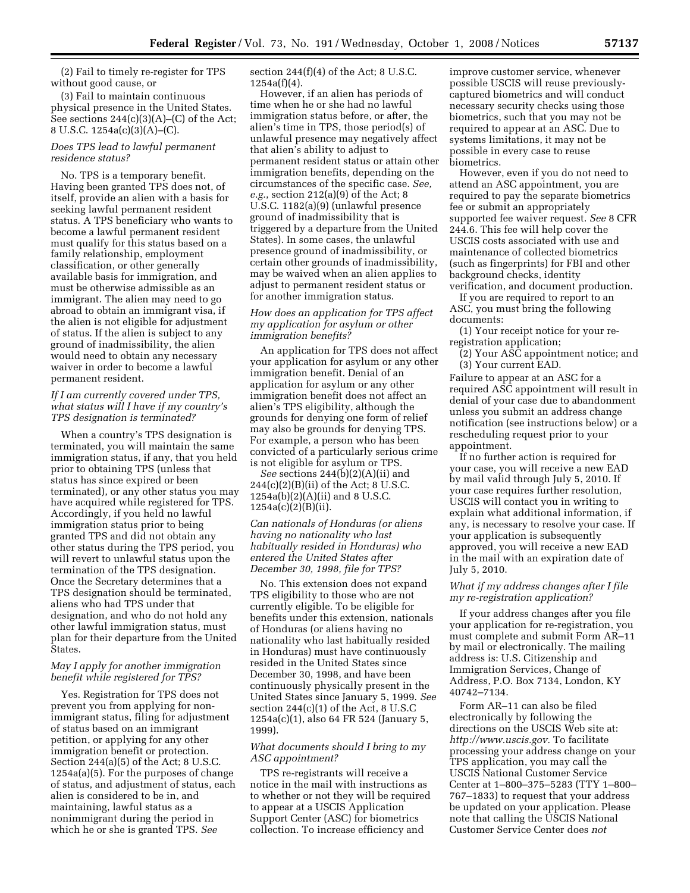(2) Fail to timely re-register for TPS without good cause, or

(3) Fail to maintain continuous physical presence in the United States. See sections 244(c)(3)(A)–(C) of the Act; 8 U.S.C. 1254a(c)(3)(A)–(C).

### *Does TPS lead to lawful permanent residence status?*

No. TPS is a temporary benefit. Having been granted TPS does not, of itself, provide an alien with a basis for seeking lawful permanent resident status. A TPS beneficiary who wants to become a lawful permanent resident must qualify for this status based on a family relationship, employment classification, or other generally available basis for immigration, and must be otherwise admissible as an immigrant. The alien may need to go abroad to obtain an immigrant visa, if the alien is not eligible for adjustment of status. If the alien is subject to any ground of inadmissibility, the alien would need to obtain any necessary waiver in order to become a lawful permanent resident.

### *If I am currently covered under TPS, what status will I have if my country's TPS designation is terminated?*

When a country's TPS designation is terminated, you will maintain the same immigration status, if any, that you held prior to obtaining TPS (unless that status has since expired or been terminated), or any other status you may have acquired while registered for TPS. Accordingly, if you held no lawful immigration status prior to being granted TPS and did not obtain any other status during the TPS period, you will revert to unlawful status upon the termination of the TPS designation. Once the Secretary determines that a TPS designation should be terminated, aliens who had TPS under that designation, and who do not hold any other lawful immigration status, must plan for their departure from the United States.

### *May I apply for another immigration benefit while registered for TPS?*

Yes. Registration for TPS does not prevent you from applying for non-immigrant status, filing for adjustment of status based on an immigrant petition, or applying for any other immigration benefit or protection. Section 244(a)(5) of the Act; 8 U.S.C. 1254a(a)(5). For the purposes of change of status, and adjustment of status, each alien is considered to be in, and maintaining, lawful status as a nonimmigrant during the period in which he or she is granted TPS. *See* section 244(f)(4) of the Act; 8 U.S.C. 1254a(f)(4).

However, if an alien has periods of time when he or she had no lawful immigration status before, or after, the alien's time in TPS, those period(s) of unlawful presence may negatively affect that alien's ability to adjust to permanent resident status or attain other immigration benefits, depending on the circumstances of the specific case. *See, e.g.*, section 212(a)(9) of the Act; 8 U.S.C. 1182(a)(9) (unlawful presence ground of inadmissibility that is triggered by a departure from the United States). In some cases, the unlawful presence ground of inadmissibility, or certain other grounds of inadmissibility, may be waived when an alien applies to adjust to permanent resident status or for another immigration status.

### *How does an application for TPS affect my application for asylum or other immigration benefits?*

An application for TPS does not affect your application for asylum or any other immigration benefit. Denial of an application for asylum or any other immigration benefit does not affect an alien's TPS eligibility, although the grounds for denying one form of relief may also be grounds for denying TPS. For example, a person who has been convicted of a particularly serious crime is not eligible for asylum or TPS.

*See* sections 244(b)(2)(A)(ii) and 244(c)(2)(B)(ii) of the Act; 8 U.S.C. 1254a(b)(2)(A)(ii) and 8 U.S.C. 1254a(c)(2)(B)(ii).

### *Can nationals of Honduras (or aliens having no nationality who last habitually resided in Honduras) who entered the United States after December 30, 1998, file for TPS?*

No. This extension does not expand TPS eligibility to those who are not currently eligible. To be eligible for benefits under this extension, nationals of Honduras (or aliens having no nationality who last habitually resided in Honduras) must have continuously resided in the United States since December 30, 1998, and have been continuously physically present in the United States since January 5, 1999. *See* section 244(c)(1) of the Act, 8 U.S.C 1254a(c)(1), also 64 FR 524 (January 5, 1999).

### *What documents should I bring to my ASC appointment?*

TPS re-registrants will receive a notice in the mail with instructions as to whether or not they will be required to appear at a USCIS Application Support Center (ASC) for biometrics collection. To increase efficiency and improve customer service, whenever possible USCIS will reuse previously-captured biometrics and will conduct necessary security checks using those biometrics, such that you may not be required to appear at an ASC. Due to systems limitations, it may not be possible in every case to reuse biometrics.

However, even if you do not need to attend an ASC appointment, you are required to pay the separate biometrics fee or submit an appropriately supported fee waiver request. *See* 8 CFR 244.6. This fee will help cover the USCIS costs associated with use and maintenance of collected biometrics (such as fingerprints) for FBI and other background checks, identity verification, and document production.

If you are required to report to an ASC, you must bring the following documents:

(1) Your receipt notice for your re-registration application;

(2) Your ASC appointment notice; and

(3) Your current EAD.

Failure to appear at an ASC for a required ASC appointment will result in denial of your case due to abandonment unless you submit an address change notification (see instructions below) or a rescheduling request prior to your appointment.

If no further action is required for your case, you will receive a new EAD by mail valid through July 5, 2010. If your case requires further resolution, USCIS will contact you in writing to explain what additional information, if any, is necessary to resolve your case. If your application is subsequently approved, you will receive a new EAD in the mail with an expiration date of July 5, 2010.

### *What if my address changes after I file my re-registration application?*

If your address changes after you file your application for re-registration, you must complete and submit Form AR–11 by mail or electronically. The mailing address is: U.S. Citizenship and Immigration Services, Change of Address, P.O. Box 7134, London, KY 40742–7134.

Form AR–11 can also be filed electronically by following the directions on the USCIS Web site at: *http://www.uscis.gov.* To facilitate processing your address change on your TPS application, you may call the USCIS National Customer Service Center at 1–800–375–5283 (TTY 1–800–767–1833) to request that your address be updated on your application. Please note that calling the USCIS National Customer Service Center does *not*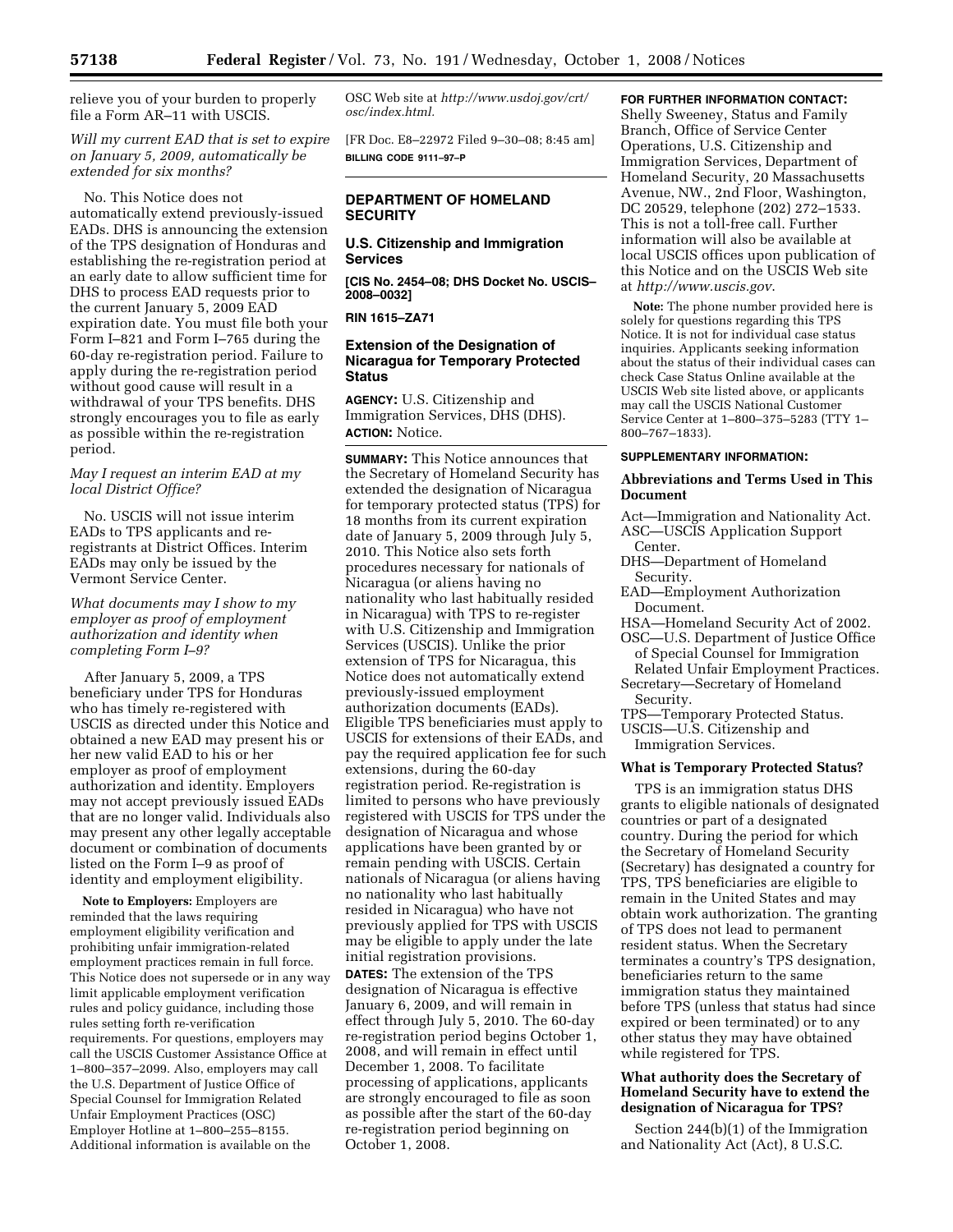relieve you of your burden to properly file a Form AR–11 with USCIS.

*Will my current EAD that is set to expire on January 5, 2009, automatically be extended for six months?*

No. This Notice does not automatically extend previously-issued EADs. DHS is announcing the extension of the TPS designation of Honduras and establishing the re-registration period at an early date to allow sufficient time for DHS to process EAD requests prior to the current January 5, 2009 EAD expiration date. You must file both your Form I–821 and Form I–765 during the 60-day re-registration period. Failure to apply during the re-registration period without good cause will result in a withdrawal of your TPS benefits. DHS strongly encourages you to file as early as possible within the re-registration period.

*May I request an interim EAD at my local District Office?*

No. USCIS will not issue interim EADs to TPS applicants and re-registrants at District Offices. Interim EADs may only be issued by the Vermont Service Center.

*What documents may I show to my employer as proof of employment authorization and identity when completing Form I–9?*

After January 5, 2009, a TPS beneficiary under TPS for Honduras who has timely re-registered with USCIS as directed under this Notice and obtained a new EAD may present his or her new valid EAD to his or her employer as proof of employment authorization and identity. Employers may not accept previously issued EADs that are no longer valid. Individuals also may present any other legally acceptable document or combination of documents listed on the Form I–9 as proof of identity and employment eligibility.

**Note to Employers:** Employers are reminded that the laws requiring employment eligibility verification and prohibiting unfair immigration-related employment practices remain in full force. This Notice does not supersede or in any way limit applicable employment verification rules and policy guidance, including those rules setting forth re-verification requirements. For questions, employers may call the USCIS Customer Assistance Office at 1–800–357–2099. Also, employers may call the U.S. Department of Justice Office of Special Counsel for Immigration Related Unfair Employment Practices (OSC) Employer Hotline at 1–800–255–8155. Additional information is available on the OSC Web site at *http://www.usdoj.gov/crt/osc/index.html.*

[FR Doc. E8–22972 Filed 9–30–08; 8:45 am]

**BILLING CODE 9111–97–P**

---

## DEPARTMENT OF HOMELAND SECURITY

### U.S. Citizenship and Immigration Services

**[CIS No. 2454–08; DHS Docket No. USCIS–2008–0032]**

**RIN 1615–ZA71**

### Extension of the Designation of Nicaragua for Temporary Protected Status

**AGENCY:** U.S. Citizenship and Immigration Services, DHS (DHS).

**ACTION:** Notice.

**SUMMARY:** This Notice announces that the Secretary of Homeland Security has extended the designation of Nicaragua for temporary protected status (TPS) for 18 months from its current expiration date of January 5, 2009 through July 5, 2010. This Notice also sets forth procedures necessary for nationals of Nicaragua (or aliens having no nationality who last habitually resided in Nicaragua) with TPS to re-register with U.S. Citizenship and Immigration Services (USCIS). Unlike the prior extension of TPS for Nicaragua, this Notice does not automatically extend previously-issued employment authorization documents (EADs). Eligible TPS beneficiaries must apply to USCIS for extensions of their EADs, and pay the required application fee for such extensions, during the 60-day registration period. Re-registration is limited to persons who have previously registered with USCIS for TPS under the designation of Nicaragua and whose applications have been granted by or remain pending with USCIS. Certain nationals of Nicaragua (or aliens having no nationality who last habitually resided in Nicaragua) who have not previously applied for TPS with USCIS may be eligible to apply under the late initial registration provisions.

**DATES:** The extension of the TPS designation of Nicaragua is effective January 6, 2009, and will remain in effect through July 5, 2010. The 60-day re-registration period begins October 1, 2008, and will remain in effect until December 1, 2008. To facilitate processing of applications, applicants are strongly encouraged to file as soon as possible after the start of the 60-day re-registration period beginning on October 1, 2008.

**FOR FURTHER INFORMATION CONTACT:** Shelly Sweeney, Status and Family Branch, Office of Service Center Operations, U.S. Citizenship and Immigration Services, Department of Homeland Security, 20 Massachusetts Avenue, NW., 2nd Floor, Washington, DC 20529, telephone (202) 272–1533. This is not a toll-free call. Further information will also be available at local USCIS offices upon publication of this Notice and on the USCIS Web site at *http://www.uscis.gov*.

**Note:** The phone number provided here is solely for questions regarding this TPS Notice. It is not for individual case status inquiries. Applicants seeking information about the status of their individual cases can check Case Status Online available at the USCIS Web site listed above, or applicants may call the USCIS National Customer Service Center at 1–800–375–5283 (TTY 1–800–767–1833).

**SUPPLEMENTARY INFORMATION:**

#### Abbreviations and Terms Used in This Document

- Act—Immigration and Nationality Act.
- ASC—USCIS Application Support Center.
- DHS—Department of Homeland Security.
- EAD—Employment Authorization Document.
- HSA—Homeland Security Act of 2002.
- OSC—U.S. Department of Justice Office of Special Counsel for Immigration Related Unfair Employment Practices.
- Secretary—Secretary of Homeland Security.
- TPS—Temporary Protected Status.
- USCIS—U.S. Citizenship and Immigration Services.

#### What is Temporary Protected Status?

TPS is an immigration status DHS grants to eligible nationals of designated countries or part of a designated country. During the period for which the Secretary of Homeland Security (Secretary) has designated a country for TPS, TPS beneficiaries are eligible to remain in the United States and may obtain work authorization. The granting of TPS does not lead to permanent resident status. When the Secretary terminates a country's TPS designation, beneficiaries return to the same immigration status they maintained before TPS (unless that status had since expired or been terminated) or to any other status they may have obtained while registered for TPS.

#### What authority does the Secretary of Homeland Security have to extend the designation of Nicaragua for TPS?

Section 244(b)(1) of the Immigration and Nationality Act (Act), 8 U.S.C.